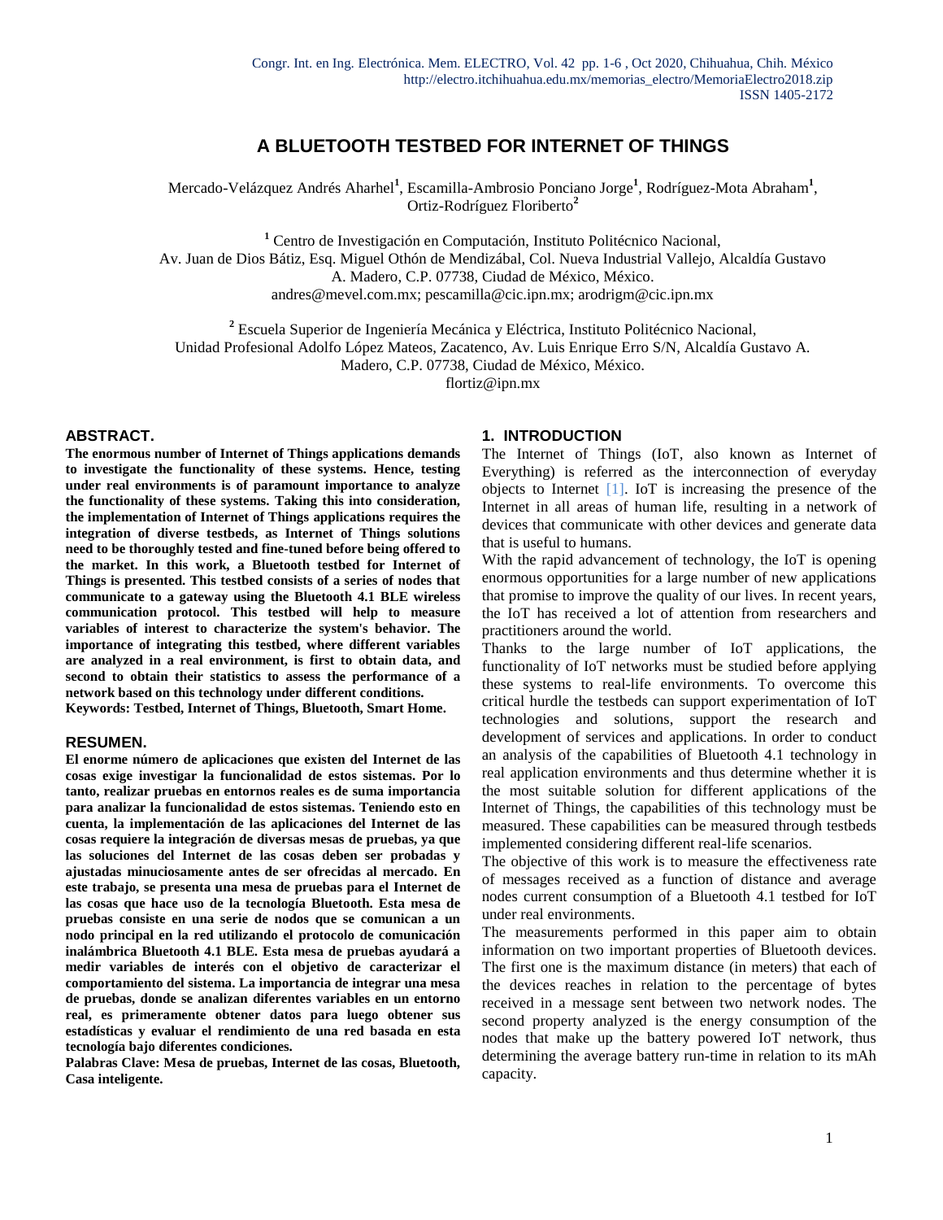# A BLUETOOTH TESTBED FOR INTERNET OF THINGS

Mercado-Velázquez Andrés Aharhel[1], Escamilla-Ambrosio Ponciano Jorge[1], Rodríguez-Mota Abraham[1], Ortiz-Rodríguez Floriberto[2]

[1] Centro de Investigación en Computación, Instituto Politécnico Nacional, Av. Juan de Dios Bátiz, Esq. Miguel Othón de Mendizábal, Col. Nueva Industrial Vallejo, Alcaldía Gustavo A. Madero, C.P. 07738, Ciudad de México, México.
andres@mevel.com.mx; pescamilla@cic.ipn.mx; arodrigm@cic.ipn.mx

[2] Escuela Superior de Ingeniería Mecánica y Eléctrica, Instituto Politécnico Nacional, Unidad Profesional Adolfo López Mateos, Zacatenco, Av. Luis Enrique Erro S/N, Alcaldía Gustavo A. Madero, C.P. 07738, Ciudad de México, México.
flortiz@ipn.mx

## ABSTRACT.

**The enormous number of Internet of Things applications demands to investigate the functionality of these systems. Hence, testing under real environments is of paramount importance to analyze the functionality of these systems. Taking this into consideration, the implementation of Internet of Things applications requires the integration of diverse testbeds, as Internet of Things solutions need to be thoroughly tested and fine-tuned before being offered to the market. In this work, a Bluetooth testbed for Internet of Things is presented. This testbed consists of a series of nodes that communicate to a gateway using the Bluetooth 4.1 BLE wireless communication protocol. This testbed will help to measure variables of interest to characterize the system's behavior. The importance of integrating this testbed, where different variables are analyzed in a real environment, is first to obtain data, and second to obtain their statistics to assess the performance of a network based on this technology under different conditions.**

**Keywords: Testbed, Internet of Things, Bluetooth, Smart Home.**

## RESUMEN.

**El enorme número de aplicaciones que existen del Internet de las cosas exige investigar la funcionalidad de estos sistemas. Por lo tanto, realizar pruebas en entornos reales es de suma importancia para analizar la funcionalidad de estos sistemas. Teniendo esto en cuenta, la implementación de las aplicaciones del Internet de las cosas requiere la integración de diversas mesas de pruebas, ya que las soluciones del Internet de las cosas deben ser probadas y ajustadas minuciosamente antes de ser ofrecidas al mercado. En este trabajo, se presenta una mesa de pruebas para el Internet de las cosas que hace uso de la tecnología Bluetooth. Esta mesa de pruebas consiste en una serie de nodos que se comunican a un nodo principal en la red utilizando el protocolo de comunicación inalámbrica Bluetooth 4.1 BLE. Esta mesa de pruebas ayudará a medir variables de interés con el objetivo de caracterizar el comportamiento del sistema. La importancia de integrar una mesa de pruebas, donde se analizan diferentes variables en un entorno real, es primeramente obtener datos para luego obtener sus estadísticas y evaluar el rendimiento de una red basada en esta tecnología bajo diferentes condiciones.**

**Palabras Clave: Mesa de pruebas, Internet de las cosas, Bluetooth, Casa inteligente.**

## 1. INTRODUCTION

The Internet of Things (IoT, also known as Internet of Everything) is referred as the interconnection of everyday objects to Internet [1]. IoT is increasing the presence of the Internet in all areas of human life, resulting in a network of devices that communicate with other devices and generate data that is useful to humans.

With the rapid advancement of technology, the IoT is opening enormous opportunities for a large number of new applications that promise to improve the quality of our lives. In recent years, the IoT has received a lot of attention from researchers and practitioners around the world.

Thanks to the large number of IoT applications, the functionality of IoT networks must be studied before applying these systems to real-life environments. To overcome this critical hurdle the testbeds can support experimentation of IoT technologies and solutions, support the research and development of services and applications. In order to conduct an analysis of the capabilities of Bluetooth 4.1 technology in real application environments and thus determine whether it is the most suitable solution for different applications of the Internet of Things, the capabilities of this technology must be measured. These capabilities can be measured through testbeds implemented considering different real-life scenarios.

The objective of this work is to measure the effectiveness rate of messages received as a function of distance and average nodes current consumption of a Bluetooth 4.1 testbed for IoT under real environments.

The measurements performed in this paper aim to obtain information on two important properties of Bluetooth devices. The first one is the maximum distance (in meters) that each of the devices reaches in relation to the percentage of bytes received in a message sent between two network nodes. The second property analyzed is the energy consumption of the nodes that make up the battery powered IoT network, thus determining the average battery run-time in relation to its mAh capacity.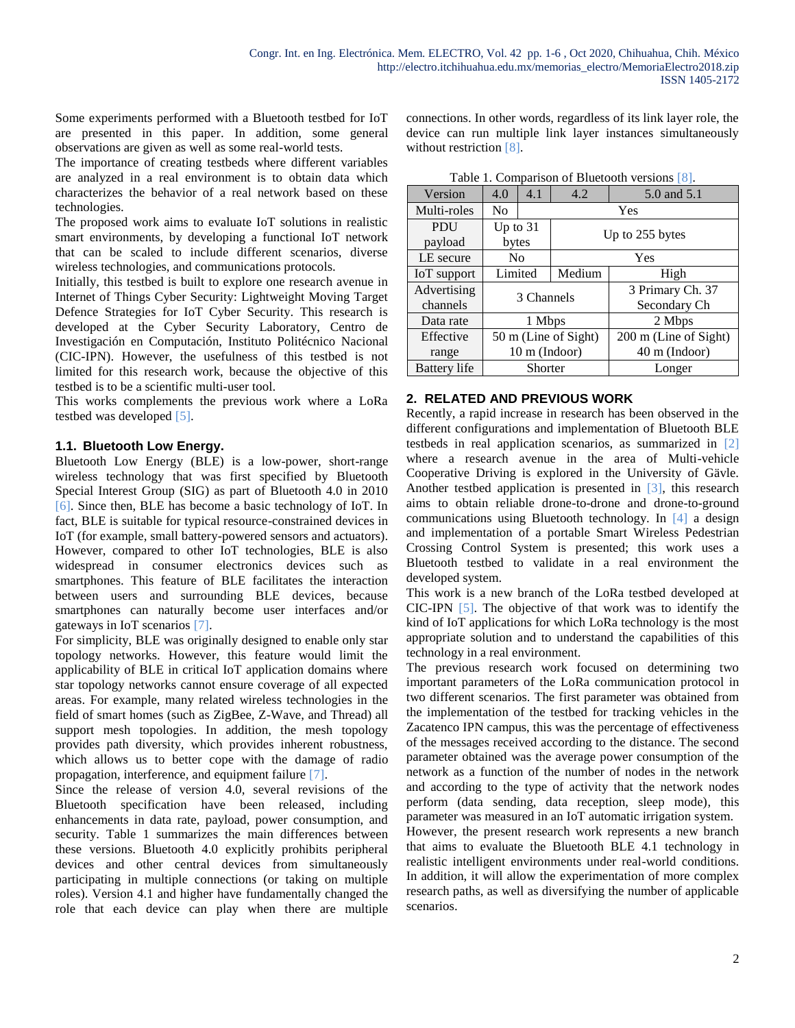Some experiments performed with a Bluetooth testbed for IoT are presented in this paper. In addition, some general observations are given as well as some real-world tests.

The importance of creating testbeds where different variables are analyzed in a real environment is to obtain data which characterizes the behavior of a real network based on these technologies.

The proposed work aims to evaluate IoT solutions in realistic smart environments, by developing a functional IoT network that can be scaled to include different scenarios, diverse wireless technologies, and communications protocols.

Initially, this testbed is built to explore one research avenue in Internet of Things Cyber Security: Lightweight Moving Target Defence Strategies for IoT Cyber Security. This research is developed at the Cyber Security Laboratory, Centro de Investigación en Computación, Instituto Politécnico Nacional (CIC-IPN). However, the usefulness of this testbed is not limited for this research work, because the objective of this testbed is to be a scientific multi-user tool.

This works complements the previous work where a LoRa testbed was developed [5].

### 1.1. Bluetooth Low Energy.

Bluetooth Low Energy (BLE) is a low-power, short-range wireless technology that was first specified by Bluetooth Special Interest Group (SIG) as part of Bluetooth 4.0 in 2010 [6]. Since then, BLE has become a basic technology of IoT. In fact, BLE is suitable for typical resource-constrained devices in IoT (for example, small battery-powered sensors and actuators). However, compared to other IoT technologies, BLE is also widespread in consumer electronics devices such as smartphones. This feature of BLE facilitates the interaction between users and surrounding BLE devices, because smartphones can naturally become user interfaces and/or gateways in IoT scenarios [7].

For simplicity, BLE was originally designed to enable only star topology networks. However, this feature would limit the applicability of BLE in critical IoT application domains where star topology networks cannot ensure coverage of all expected areas. For example, many related wireless technologies in the field of smart homes (such as ZigBee, Z-Wave, and Thread) all support mesh topologies. In addition, the mesh topology provides path diversity, which provides inherent robustness, which allows us to better cope with the damage of radio propagation, interference, and equipment failure [7].

Since the release of version 4.0, several revisions of the Bluetooth specification have been released, including enhancements in data rate, payload, power consumption, and security. Table 1 summarizes the main differences between these versions. Bluetooth 4.0 explicitly prohibits peripheral devices and other central devices from simultaneously participating in multiple connections (or taking on multiple roles). Version 4.1 and higher have fundamentally changed the role that each device can play when there are multiple connections. In other words, regardless of its link layer role, the device can run multiple link layer instances simultaneously without restriction [8].

Table 1. Comparison of Bluetooth versions [8].

| Version | 4.0 | 4.1 | 4.2 | 5.0 and 5.1 |
|---|---|---|---|---|
| Multi-roles | No | Yes | | |
| PDU payload | Up to 31 bytes | | Up to 255 bytes | |
| LE secure | No | | Yes | |
| IoT support | Limited | | Medium | High |
| Advertising channels | 3 Channels | | | 3 Primary Ch. 37 Secondary Ch |
| Data rate | 1 Mbps | | | 2 Mbps |
| Effective range | 50 m (Line of Sight) 10 m (Indoor) | | | 200 m (Line of Sight) 40 m (Indoor) |
| Battery life | Shorter | | | Longer |

## 2. RELATED AND PREVIOUS WORK

Recently, a rapid increase in research has been observed in the different configurations and implementation of Bluetooth BLE testbeds in real application scenarios, as summarized in [2] where a research avenue in the area of Multi-vehicle Cooperative Driving is explored in the University of Gävle. Another testbed application is presented in [3], this research aims to obtain reliable drone-to-drone and drone-to-ground communications using Bluetooth technology. In [4] a design and implementation of a portable Smart Wireless Pedestrian Crossing Control System is presented; this work uses a Bluetooth testbed to validate in a real environment the developed system.

This work is a new branch of the LoRa testbed developed at CIC-IPN [5]. The objective of that work was to identify the kind of IoT applications for which LoRa technology is the most appropriate solution and to understand the capabilities of this technology in a real environment.

The previous research work focused on determining two important parameters of the LoRa communication protocol in two different scenarios. The first parameter was obtained from the implementation of the testbed for tracking vehicles in the Zacatenco IPN campus, this was the percentage of effectiveness of the messages received according to the distance. The second parameter obtained was the average power consumption of the network as a function of the number of nodes in the network and according to the type of activity that the network nodes perform (data sending, data reception, sleep mode), this parameter was measured in an IoT automatic irrigation system.

However, the present research work represents a new branch that aims to evaluate the Bluetooth BLE 4.1 technology in realistic intelligent environments under real-world conditions. In addition, it will allow the experimentation of more complex research paths, as well as diversifying the number of applicable scenarios.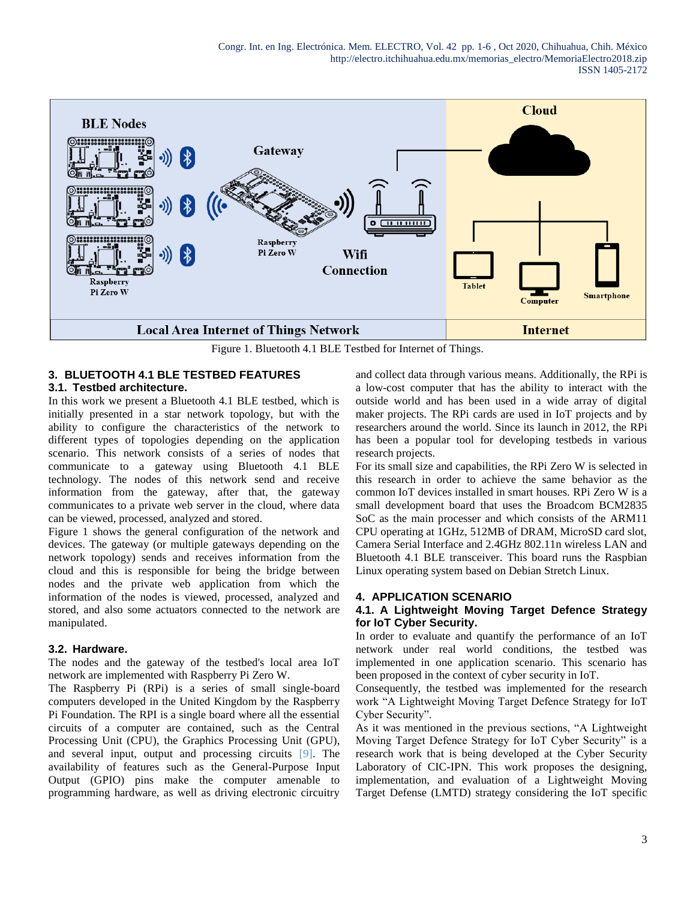Figure 1. Bluetooth 4.1 BLE Testbed for Internet of Things.

## 3. BLUETOOTH 4.1 BLE TESTBED FEATURES

### 3.1. Testbed architecture.

In this work we present a Bluetooth 4.1 BLE testbed, which is initially presented in a star network topology, but with the ability to configure the characteristics of the network to different types of topologies depending on the application scenario. This network consists of a series of nodes that communicate to a gateway using Bluetooth 4.1 BLE technology. The nodes of this network send and receive information from the gateway, after that, the gateway communicates to a private web server in the cloud, where data can be viewed, processed, analyzed and stored.

Figure 1 shows the general configuration of the network and devices. The gateway (or multiple gateways depending on the network topology) sends and receives information from the cloud and this is responsible for being the bridge between nodes and the private web application from which the information of the nodes is viewed, processed, analyzed and stored, and also some actuators connected to the network are manipulated.

### 3.2. Hardware.

The nodes and the gateway of the testbed's local area IoT network are implemented with Raspberry Pi Zero W.

The Raspberry Pi (RPi) is a series of small single-board computers developed in the United Kingdom by the Raspberry Pi Foundation. The RPI is a single board where all the essential circuits of a computer are contained, such as the Central Processing Unit (CPU), the Graphics Processing Unit (GPU), and several input, output and processing circuits [9]. The availability of features such as the General-Purpose Input Output (GPIO) pins make the computer amenable to programming hardware, as well as driving electronic circuitry and collect data through various means. Additionally, the RPi is a low-cost computer that has the ability to interact with the outside world and has been used in a wide array of digital maker projects. The RPi cards are used in IoT projects and by researchers around the world. Since its launch in 2012, the RPi has been a popular tool for developing testbeds in various research projects.

For its small size and capabilities, the RPi Zero W is selected in this research in order to achieve the same behavior as the common IoT devices installed in smart houses. RPi Zero W is a small development board that uses the Broadcom BCM2835 SoC as the main processer and which consists of the ARM11 CPU operating at 1GHz, 512MB of DRAM, MicroSD card slot, Camera Serial Interface and 2.4GHz 802.11n wireless LAN and Bluetooth 4.1 BLE transceiver. This board runs the Raspbian Linux operating system based on Debian Stretch Linux.

## 4. APPLICATION SCENARIO

### 4.1. A Lightweight Moving Target Defence Strategy for IoT Cyber Security.

In order to evaluate and quantify the performance of an IoT network under real world conditions, the testbed was implemented in one application scenario. This scenario has been proposed in the context of cyber security in IoT.

Consequently, the testbed was implemented for the research work "A Lightweight Moving Target Defence Strategy for IoT Cyber Security".

As it was mentioned in the previous sections, "A Lightweight Moving Target Defence Strategy for IoT Cyber Security" is a research work that is being developed at the Cyber Security Laboratory of CIC-IPN. This work proposes the designing, implementation, and evaluation of a Lightweight Moving Target Defense (LMTD) strategy considering the IoT specific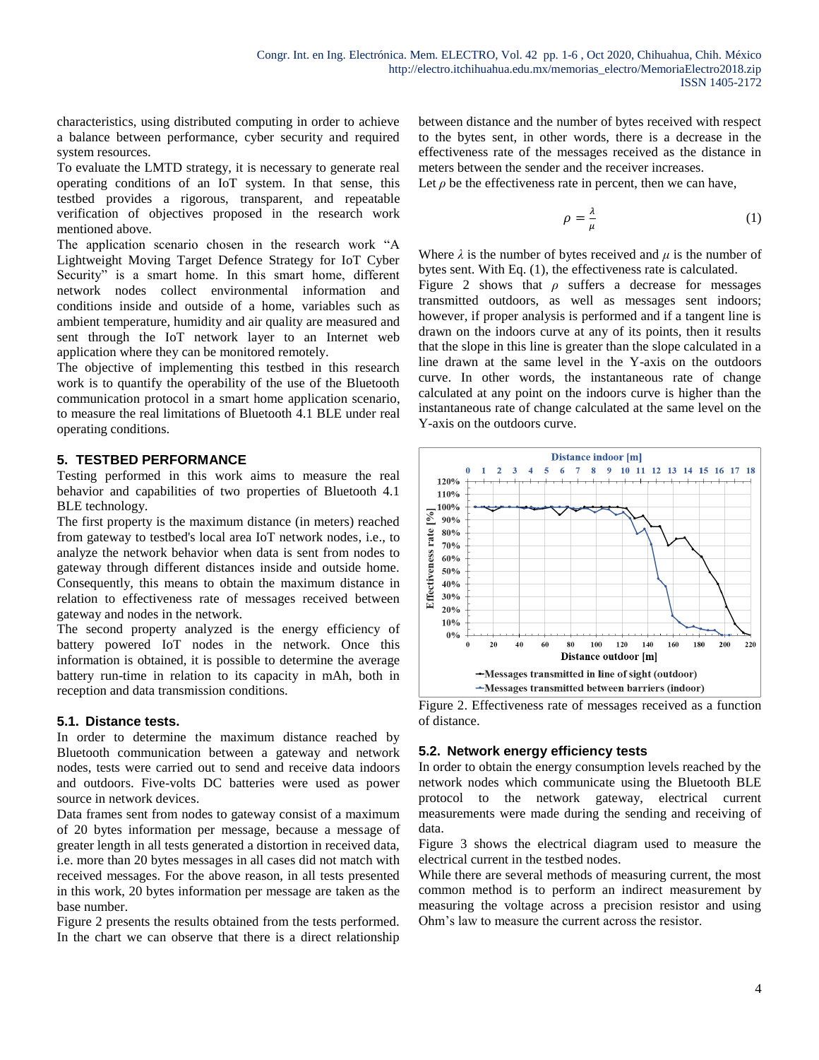characteristics, using distributed computing in order to achieve a balance between performance, cyber security and required system resources.

To evaluate the LMTD strategy, it is necessary to generate real operating conditions of an IoT system. In that sense, this testbed provides a rigorous, transparent, and repeatable verification of objectives proposed in the research work mentioned above.

The application scenario chosen in the research work "A Lightweight Moving Target Defence Strategy for IoT Cyber Security" is a smart home. In this smart home, different network nodes collect environmental information and conditions inside and outside of a home, variables such as ambient temperature, humidity and air quality are measured and sent through the IoT network layer to an Internet web application where they can be monitored remotely.

The objective of implementing this testbed in this research work is to quantify the operability of the use of the Bluetooth communication protocol in a smart home application scenario, to measure the real limitations of Bluetooth 4.1 BLE under real operating conditions.

## 5. TESTBED PERFORMANCE

Testing performed in this work aims to measure the real behavior and capabilities of two properties of Bluetooth 4.1 BLE technology.

The first property is the maximum distance (in meters) reached from gateway to testbed's local area IoT network nodes, i.e., to analyze the network behavior when data is sent from nodes to gateway through different distances inside and outside home. Consequently, this means to obtain the maximum distance in relation to effectiveness rate of messages received between gateway and nodes in the network.

The second property analyzed is the energy efficiency of battery powered IoT nodes in the network. Once this information is obtained, it is possible to determine the average battery run-time in relation to its capacity in mAh, both in reception and data transmission conditions.

### 5.1. Distance tests.

In order to determine the maximum distance reached by Bluetooth communication between a gateway and network nodes, tests were carried out to send and receive data indoors and outdoors. Five-volts DC batteries were used as power source in network devices.

Data frames sent from nodes to gateway consist of a maximum of 20 bytes information per message, because a message of greater length in all tests generated a distortion in received data, i.e. more than 20 bytes messages in all cases did not match with received messages. For the above reason, in all tests presented in this work, 20 bytes information per message are taken as the base number.

Figure 2 presents the results obtained from the tests performed. In the chart we can observe that there is a direct relationship between distance and the number of bytes received with respect to the bytes sent, in other words, there is a decrease in the effectiveness rate of the messages received as the distance in meters between the sender and the receiver increases.

Let $\rho$ be the effectiveness rate in percent, then we can have,

$$\rho = \frac{\lambda}{\mu} \tag{1}$$

Where $\lambda$ is the number of bytes received and $\mu$ is the number of bytes sent. With Eq. (1), the effectiveness rate is calculated.

Figure 2 shows that $\rho$ suffers a decrease for messages transmitted outdoors, as well as messages sent indoors; however, if proper analysis is performed and if a tangent line is drawn on the indoors curve at any of its points, then it results that the slope in this line is greater than the slope calculated in a line drawn at the same level in the Y-axis on the outdoors curve. In other words, the instantaneous rate of change calculated at any point on the indoors curve is higher than the instantaneous rate of change calculated at the same level on the Y-axis on the outdoors curve.

Figure 2. Effectiveness rate of messages received as a function of distance.

### 5.2. Network energy efficiency tests

In order to obtain the energy consumption levels reached by the network nodes which communicate using the Bluetooth BLE protocol to the network gateway, electrical current measurements were made during the sending and receiving of data.

Figure 3 shows the electrical diagram used to measure the electrical current in the testbed nodes.

While there are several methods of measuring current, the most common method is to perform an indirect measurement by measuring the voltage across a precision resistor and using Ohm's law to measure the current across the resistor.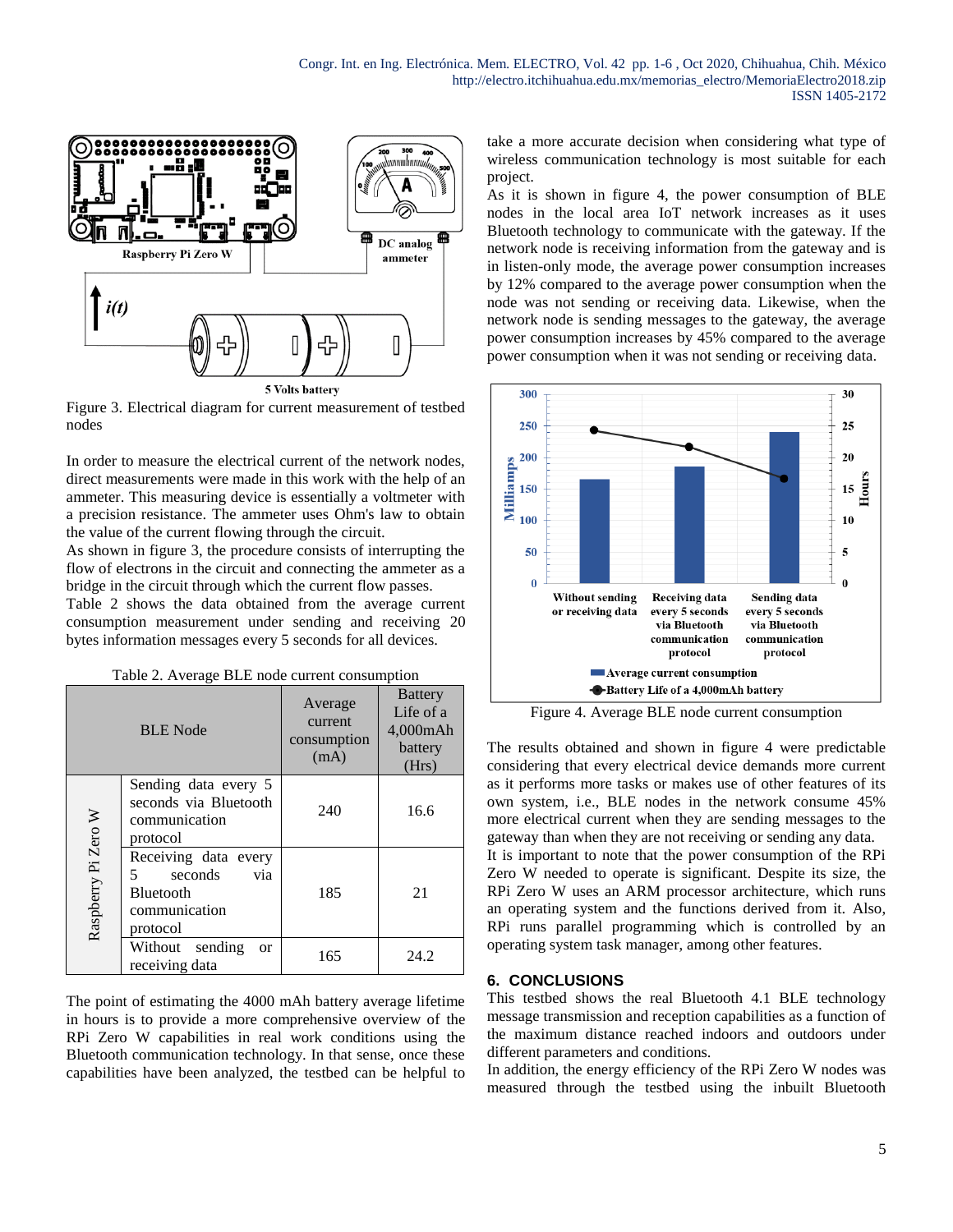Figure 3. Electrical diagram for current measurement of testbed nodes

In order to measure the electrical current of the network nodes, direct measurements were made in this work with the help of an ammeter. This measuring device is essentially a voltmeter with a precision resistance. The ammeter uses Ohm's law to obtain the value of the current flowing through the circuit.

As shown in figure 3, the procedure consists of interrupting the flow of electrons in the circuit and connecting the ammeter as a bridge in the circuit through which the current flow passes.

Table 2 shows the data obtained from the average current consumption measurement under sending and receiving 20 bytes information messages every 5 seconds for all devices.

Table 2. Average BLE node current consumption

| BLE Node | | Average current consumption (mA) | Battery Life of a 4,000mAh battery (Hrs) |
|---|---|---|---|
| Raspberry Pi Zero W | Sending data every 5 seconds via Bluetooth communication protocol | 240 | 16.6 |
| | Receiving data every 5 seconds via Bluetooth communication protocol | 185 | 21 |
| | Without sending or receiving data | 165 | 24.2 |

The point of estimating the 4000 mAh battery average lifetime in hours is to provide a more comprehensive overview of the RPi Zero W capabilities in real work conditions using the Bluetooth communication technology. In that sense, once these capabilities have been analyzed, the testbed can be helpful to take a more accurate decision when considering what type of wireless communication technology is most suitable for each project.

As it is shown in figure 4, the power consumption of BLE nodes in the local area IoT network increases as it uses Bluetooth technology to communicate with the gateway. If the network node is receiving information from the gateway and is in listen-only mode, the average power consumption increases by 12% compared to the average power consumption when the node was not sending or receiving data. Likewise, when the network node is sending messages to the gateway, the average power consumption increases by 45% compared to the average power consumption when it was not sending or receiving data.

Figure 4. Average BLE node current consumption

The results obtained and shown in figure 4 were predictable considering that every electrical device demands more current as it performs more tasks or makes use of other features of its own system, i.e., BLE nodes in the network consume 45% more electrical current when they are sending messages to the gateway than when they are not receiving or sending any data.

It is important to note that the power consumption of the RPi Zero W needed to operate is significant. Despite its size, the RPi Zero W uses an ARM processor architecture, which runs an operating system and the functions derived from it. Also, RPi runs parallel programming which is controlled by an operating system task manager, among other features.

## 6. CONCLUSIONS

This testbed shows the real Bluetooth 4.1 BLE technology message transmission and reception capabilities as a function of the maximum distance reached indoors and outdoors under different parameters and conditions.

In addition, the energy efficiency of the RPi Zero W nodes was measured through the testbed using the inbuilt Bluetooth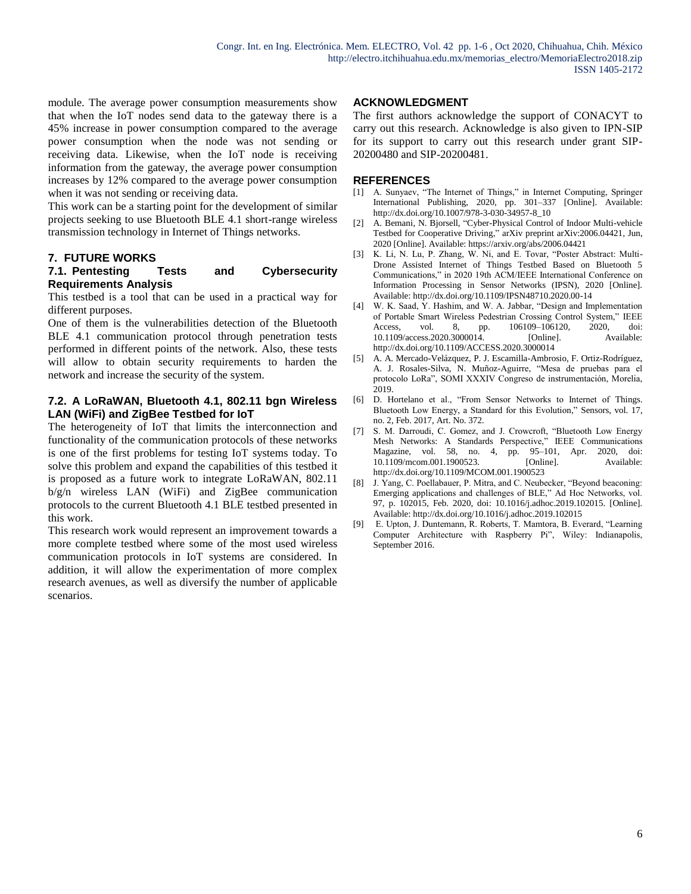module. The average power consumption measurements show that when the IoT nodes send data to the gateway there is a 45% increase in power consumption compared to the average power consumption when the node was not sending or receiving data. Likewise, when the IoT node is receiving information from the gateway, the average power consumption increases by 12% compared to the average power consumption when it was not sending or receiving data.

This work can be a starting point for the development of similar projects seeking to use Bluetooth BLE 4.1 short-range wireless transmission technology in Internet of Things networks.

## 7. FUTURE WORKS

### 7.1. Pentesting Tests and Cybersecurity Requirements Analysis

This testbed is a tool that can be used in a practical way for different purposes.

One of them is the vulnerabilities detection of the Bluetooth BLE 4.1 communication protocol through penetration tests performed in different points of the network. Also, these tests will allow to obtain security requirements to harden the network and increase the security of the system.

### 7.2. A LoRaWAN, Bluetooth 4.1, 802.11 bgn Wireless LAN (WiFi) and ZigBee Testbed for IoT

The heterogeneity of IoT that limits the interconnection and functionality of the communication protocols of these networks is one of the first problems for testing IoT systems today. To solve this problem and expand the capabilities of this testbed it is proposed as a future work to integrate LoRaWAN, 802.11 b/g/n wireless LAN (WiFi) and ZigBee communication protocols to the current Bluetooth 4.1 BLE testbed presented in this work.

This research work would represent an improvement towards a more complete testbed where some of the most used wireless communication protocols in IoT systems are considered. In addition, it will allow the experimentation of more complex research avenues, as well as diversify the number of applicable scenarios.

## ACKNOWLEDGMENT

The first authors acknowledge the support of CONACYT to carry out this research. Acknowledge is also given to IPN-SIP for its support to carry out this research under grant SIP-20200480 and SIP-20200481.

## REFERENCES

[1] A. Sunyaev, "The Internet of Things," in Internet Computing, Springer International Publishing, 2020, pp. 301–337 [Online]. Available: http://dx.doi.org/10.1007/978-3-030-34957-8_10

[2] A. Bemani, N. Bjorsell, "Cyber-Physical Control of Indoor Multi-vehicle Testbed for Cooperative Driving," arXiv preprint arXiv:2006.04421, Jun, 2020 [Online]. Available: https://arxiv.org/abs/2006.04421

[3] K. Li, N. Lu, P. Zhang, W. Ni, and E. Tovar, "Poster Abstract: Multi-Drone Assisted Internet of Things Testbed Based on Bluetooth 5 Communications," in 2020 19th ACM/IEEE International Conference on Information Processing in Sensor Networks (IPSN), 2020 [Online]. Available: http://dx.doi.org/10.1109/IPSN48710.2020.00-14

[4] W. K. Saad, Y. Hashim, and W. A. Jabbar, "Design and Implementation of Portable Smart Wireless Pedestrian Crossing Control System," IEEE Access, vol. 8, pp. 106109–106120, 2020, doi: 10.1109/access.2020.3000014. [Online]. Available: http://dx.doi.org/10.1109/ACCESS.2020.3000014

[5] A. A. Mercado-Velázquez, P. J. Escamilla-Ambrosio, F. Ortiz-Rodríguez, A. J. Rosales-Silva, N. Muñoz-Aguirre, "Mesa de pruebas para el protocolo LoRa", SOMI XXXIV Congreso de instrumentación, Morelia, 2019.

[6] D. Hortelano et al., "From Sensor Networks to Internet of Things. Bluetooth Low Energy, a Standard for this Evolution," Sensors, vol. 17, no. 2, Feb. 2017, Art. No. 372.

[7] S. M. Darroudi, C. Gomez, and J. Crowcroft, "Bluetooth Low Energy Mesh Networks: A Standards Perspective," IEEE Communications Magazine, vol. 58, no. 4, pp. 95–101, Apr. 2020, doi: 10.1109/mcom.001.1900523. [Online]. Available: http://dx.doi.org/10.1109/MCOM.001.1900523

[8] J. Yang, C. Poellabauer, P. Mitra, and C. Neubecker, "Beyond beaconing: Emerging applications and challenges of BLE," Ad Hoc Networks, vol. 97, p. 102015, Feb. 2020, doi: 10.1016/j.adhoc.2019.102015. [Online]. Available: http://dx.doi.org/10.1016/j.adhoc.2019.102015

[9] E. Upton, J. Duntemann, R. Roberts, T. Mamtora, B. Everard, "Learning Computer Architecture with Raspberry Pi", Wiley: Indianapolis, September 2016.